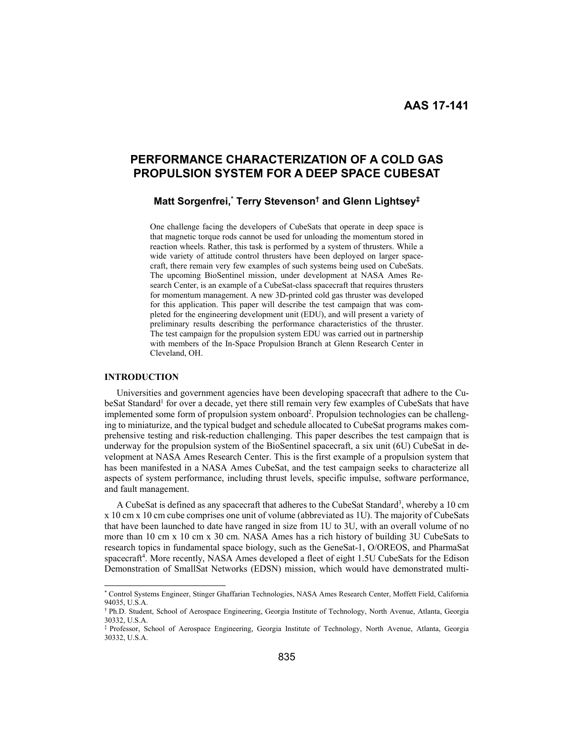AAS 17-141

# PERFORMANCE CHARACTERIZATION OF A COLD GAS PROPULSION SYSTEM FOR A DEEP SPACE CUBESAT

**Matt Sorgenfrei,[*] Terry Stevenson[†] and Glenn Lightsey[‡]**

One challenge facing the developers of CubeSats that operate in deep space is that magnetic torque rods cannot be used for unloading the momentum stored in reaction wheels. Rather, this task is performed by a system of thrusters. While a wide variety of attitude control thrusters have been deployed on larger spacecraft, there remain very few examples of such systems being used on CubeSats. The upcoming BioSentinel mission, under development at NASA Ames Research Center, is an example of a CubeSat-class spacecraft that requires thrusters for momentum management. A new 3D-printed cold gas thruster was developed for this application. This paper will describe the test campaign that was completed for the engineering development unit (EDU), and will present a variety of preliminary results describing the performance characteristics of the thruster. The test campaign for the propulsion system EDU was carried out in partnership with members of the In-Space Propulsion Branch at Glenn Research Center in Cleveland, OH.

## INTRODUCTION

Universities and government agencies have been developing spacecraft that adhere to the CubeSat Standard[1] for over a decade, yet there still remain very few examples of CubeSats that have implemented some form of propulsion system onboard[2]. Propulsion technologies can be challenging to miniaturize, and the typical budget and schedule allocated to CubeSat programs makes comprehensive testing and risk-reduction challenging. This paper describes the test campaign that is underway for the propulsion system of the BioSentinel spacecraft, a six unit (6U) CubeSat in development at NASA Ames Research Center. This is the first example of a propulsion system that has been manifested in a NASA Ames CubeSat, and the test campaign seeks to characterize all aspects of system performance, including thrust levels, specific impulse, software performance, and fault management.

A CubeSat is defined as any spacecraft that adheres to the CubeSat Standard[3], whereby a 10 cm x 10 cm x 10 cm cube comprises one unit of volume (abbreviated as 1U). The majority of CubeSats that have been launched to date have ranged in size from 1U to 3U, with an overall volume of no more than 10 cm x 10 cm x 30 cm. NASA Ames has a rich history of building 3U CubeSats to research topics in fundamental space biology, such as the GeneSat-1, O/OREOS, and PharmaSat spacecraft[4]. More recently, NASA Ames developed a fleet of eight 1.5U CubeSats for the Edison Demonstration of SmallSat Networks (EDSN) mission, which would have demonstrated multi-

---

[*] Control Systems Engineer, Stinger Ghaffarian Technologies, NASA Ames Research Center, Moffett Field, California 94035, U.S.A.

[†] Ph.D. Student, School of Aerospace Engineering, Georgia Institute of Technology, North Avenue, Atlanta, Georgia 30332, U.S.A.

[‡] Professor, School of Aerospace Engineering, Georgia Institute of Technology, North Avenue, Atlanta, Georgia 30332, U.S.A.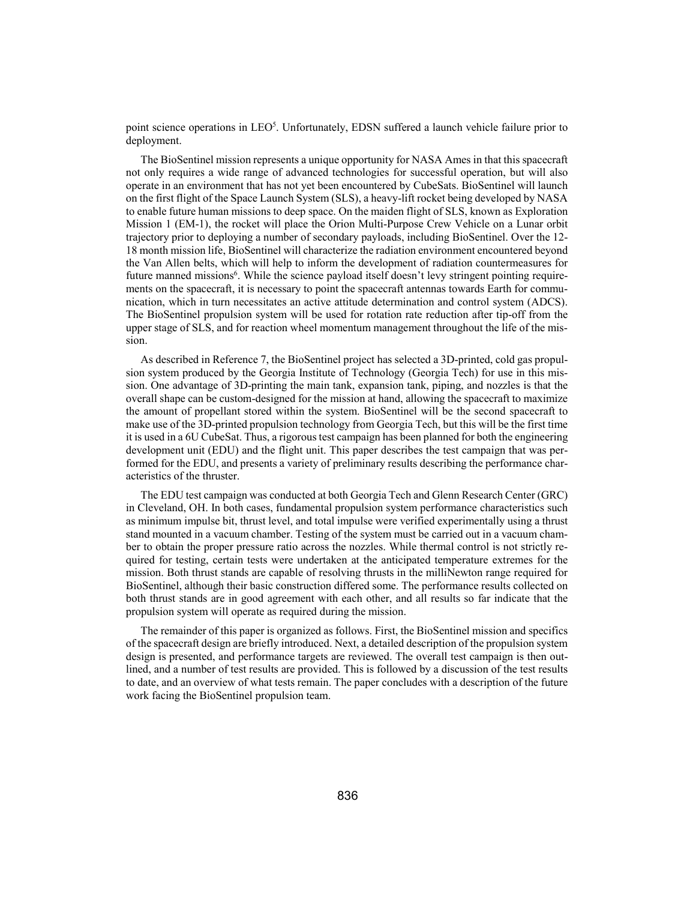point science operations in LEO[5]. Unfortunately, EDSN suffered a launch vehicle failure prior to deployment.

The BioSentinel mission represents a unique opportunity for NASA Ames in that this spacecraft not only requires a wide range of advanced technologies for successful operation, but will also operate in an environment that has not yet been encountered by CubeSats. BioSentinel will launch on the first flight of the Space Launch System (SLS), a heavy-lift rocket being developed by NASA to enable future human missions to deep space. On the maiden flight of SLS, known as Exploration Mission 1 (EM-1), the rocket will place the Orion Multi-Purpose Crew Vehicle on a Lunar orbit trajectory prior to deploying a number of secondary payloads, including BioSentinel. Over the 12-18 month mission life, BioSentinel will characterize the radiation environment encountered beyond the Van Allen belts, which will help to inform the development of radiation countermeasures for future manned missions[6]. While the science payload itself doesn't levy stringent pointing requirements on the spacecraft, it is necessary to point the spacecraft antennas towards Earth for communication, which in turn necessitates an active attitude determination and control system (ADCS). The BioSentinel propulsion system will be used for rotation rate reduction after tip-off from the upper stage of SLS, and for reaction wheel momentum management throughout the life of the mission.

As described in Reference 7, the BioSentinel project has selected a 3D-printed, cold gas propulsion system produced by the Georgia Institute of Technology (Georgia Tech) for use in this mission. One advantage of 3D-printing the main tank, expansion tank, piping, and nozzles is that the overall shape can be custom-designed for the mission at hand, allowing the spacecraft to maximize the amount of propellant stored within the system. BioSentinel will be the second spacecraft to make use of the 3D-printed propulsion technology from Georgia Tech, but this will be the first time it is used in a 6U CubeSat. Thus, a rigorous test campaign has been planned for both the engineering development unit (EDU) and the flight unit. This paper describes the test campaign that was performed for the EDU, and presents a variety of preliminary results describing the performance characteristics of the thruster.

The EDU test campaign was conducted at both Georgia Tech and Glenn Research Center (GRC) in Cleveland, OH. In both cases, fundamental propulsion system performance characteristics such as minimum impulse bit, thrust level, and total impulse were verified experimentally using a thrust stand mounted in a vacuum chamber. Testing of the system must be carried out in a vacuum chamber to obtain the proper pressure ratio across the nozzles. While thermal control is not strictly required for testing, certain tests were undertaken at the anticipated temperature extremes for the mission. Both thrust stands are capable of resolving thrusts in the milliNewton range required for BioSentinel, although their basic construction differed some. The performance results collected on both thrust stands are in good agreement with each other, and all results so far indicate that the propulsion system will operate as required during the mission.

The remainder of this paper is organized as follows. First, the BioSentinel mission and specifics of the spacecraft design are briefly introduced. Next, a detailed description of the propulsion system design is presented, and performance targets are reviewed. The overall test campaign is then outlined, and a number of test results are provided. This is followed by a discussion of the test results to date, and an overview of what tests remain. The paper concludes with a description of the future work facing the BioSentinel propulsion team.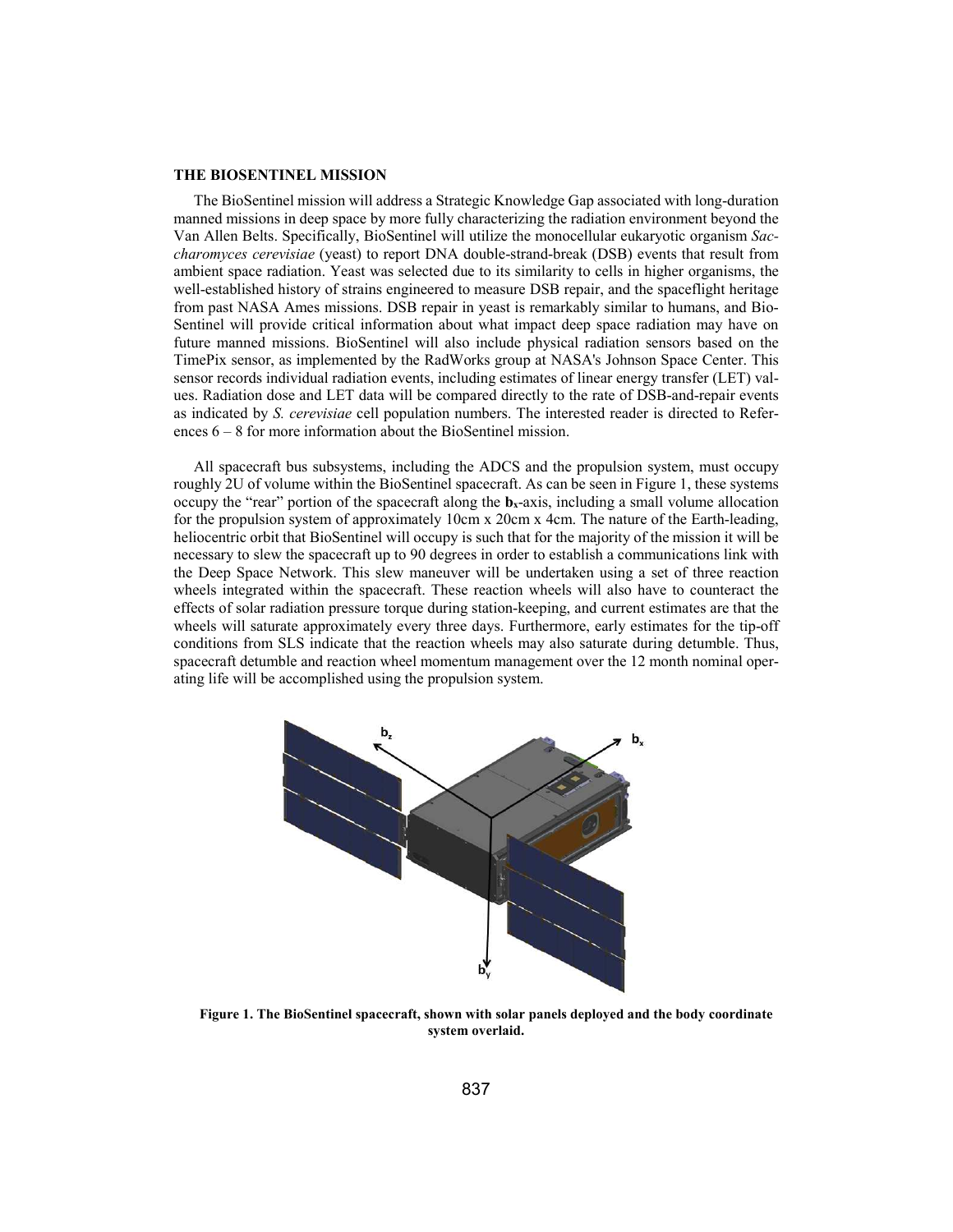## THE BIOSENTINEL MISSION

The BioSentinel mission will address a Strategic Knowledge Gap associated with long-duration manned missions in deep space by more fully characterizing the radiation environment beyond the Van Allen Belts. Specifically, BioSentinel will utilize the monocellular eukaryotic organism *Saccharomyces cerevisiae* (yeast) to report DNA double-strand-break (DSB) events that result from ambient space radiation. Yeast was selected due to its similarity to cells in higher organisms, the well-established history of strains engineered to measure DSB repair, and the spaceflight heritage from past NASA Ames missions. DSB repair in yeast is remarkably similar to humans, and BioSentinel will provide critical information about what impact deep space radiation may have on future manned missions. BioSentinel will also include physical radiation sensors based on the TimePix sensor, as implemented by the RadWorks group at NASA's Johnson Space Center. This sensor records individual radiation events, including estimates of linear energy transfer (LET) values. Radiation dose and LET data will be compared directly to the rate of DSB-and-repair events as indicated by *S. cerevisiae* cell population numbers. The interested reader is directed to References 6 – 8 for more information about the BioSentinel mission.

All spacecraft bus subsystems, including the ADCS and the propulsion system, must occupy roughly 2U of volume within the BioSentinel spacecraft. As can be seen in Figure 1, these systems occupy the "rear" portion of the spacecraft along the $\mathbf{b}_x$-axis, including a small volume allocation for the propulsion system of approximately 10cm x 20cm x 4cm. The nature of the Earth-leading, heliocentric orbit that BioSentinel will occupy is such that for the majority of the mission it will be necessary to slew the spacecraft up to 90 degrees in order to establish a communications link with the Deep Space Network. This slew maneuver will be undertaken using a set of three reaction wheels integrated within the spacecraft. These reaction wheels will also have to counteract the effects of solar radiation pressure torque during station-keeping, and current estimates are that the wheels will saturate approximately every three days. Furthermore, early estimates for the tip-off conditions from SLS indicate that the reaction wheels may also saturate during detumble. Thus, spacecraft detumble and reaction wheel momentum management over the 12 month nominal operating life will be accomplished using the propulsion system.

**Figure 1. The BioSentinel spacecraft, shown with solar panels deployed and the body coordinate system overlaid.**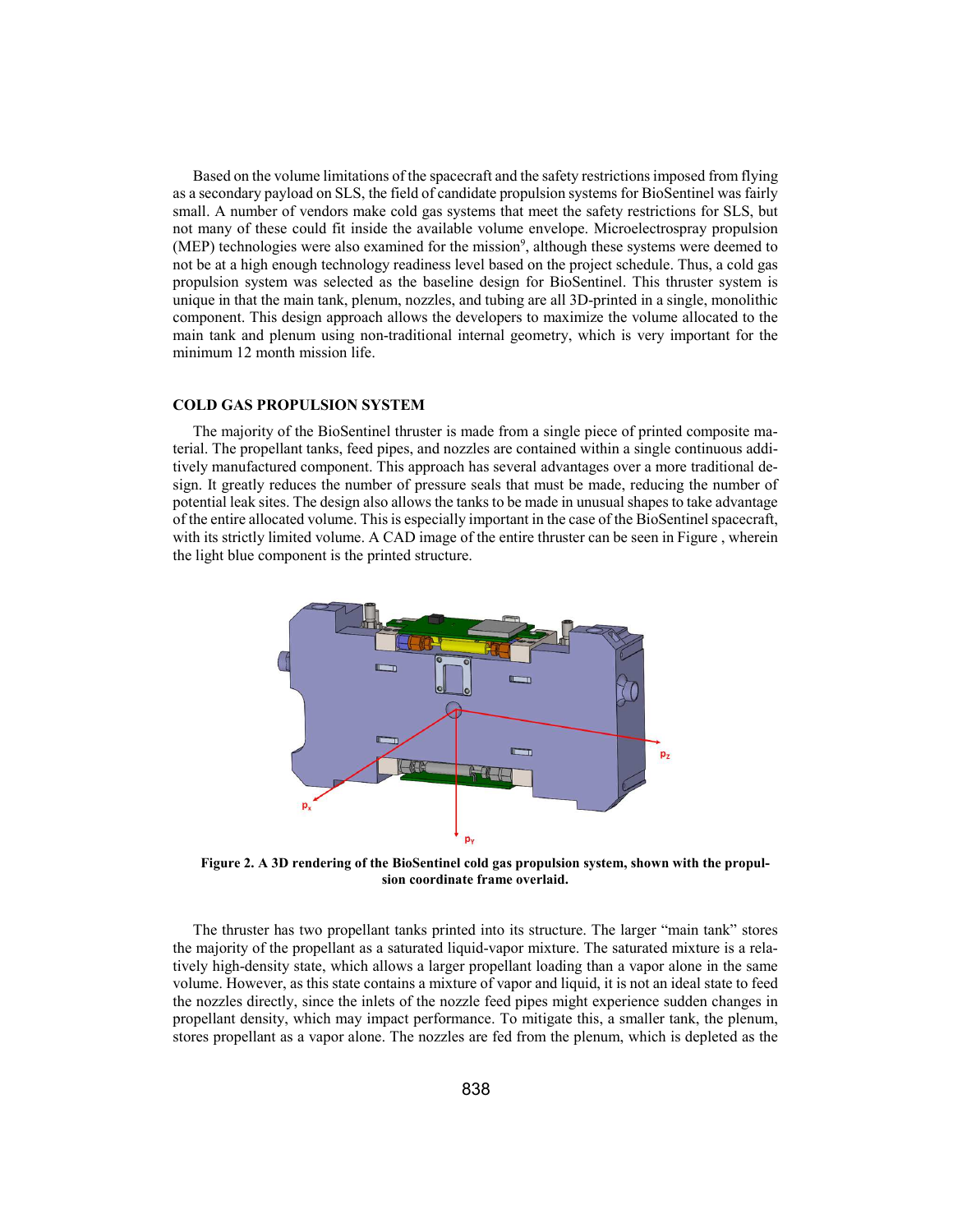Based on the volume limitations of the spacecraft and the safety restrictions imposed from flying as a secondary payload on SLS, the field of candidate propulsion systems for BioSentinel was fairly small. A number of vendors make cold gas systems that meet the safety restrictions for SLS, but not many of these could fit inside the available volume envelope. Microelectrospray propulsion (MEP) technologies were also examined for the mission[9], although these systems were deemed to not be at a high enough technology readiness level based on the project schedule. Thus, a cold gas propulsion system was selected as the baseline design for BioSentinel. This thruster system is unique in that the main tank, plenum, nozzles, and tubing are all 3D-printed in a single, monolithic component. This design approach allows the developers to maximize the volume allocated to the main tank and plenum using non-traditional internal geometry, which is very important for the minimum 12 month mission life.

## COLD GAS PROPULSION SYSTEM

The majority of the BioSentinel thruster is made from a single piece of printed composite material. The propellant tanks, feed pipes, and nozzles are contained within a single continuous additively manufactured component. This approach has several advantages over a more traditional design. It greatly reduces the number of pressure seals that must be made, reducing the number of potential leak sites. The design also allows the tanks to be made in unusual shapes to take advantage of the entire allocated volume. This is especially important in the case of the BioSentinel spacecraft, with its strictly limited volume. A CAD image of the entire thruster can be seen in Figure , wherein the light blue component is the printed structure.

**Figure 2. A 3D rendering of the BioSentinel cold gas propulsion system, shown with the propulsion coordinate frame overlaid.**

The thruster has two propellant tanks printed into its structure. The larger "main tank" stores the majority of the propellant as a saturated liquid-vapor mixture. The saturated mixture is a relatively high-density state, which allows a larger propellant loading than a vapor alone in the same volume. However, as this state contains a mixture of vapor and liquid, it is not an ideal state to feed the nozzles directly, since the inlets of the nozzle feed pipes might experience sudden changes in propellant density, which may impact performance. To mitigate this, a smaller tank, the plenum, stores propellant as a vapor alone. The nozzles are fed from the plenum, which is depleted as the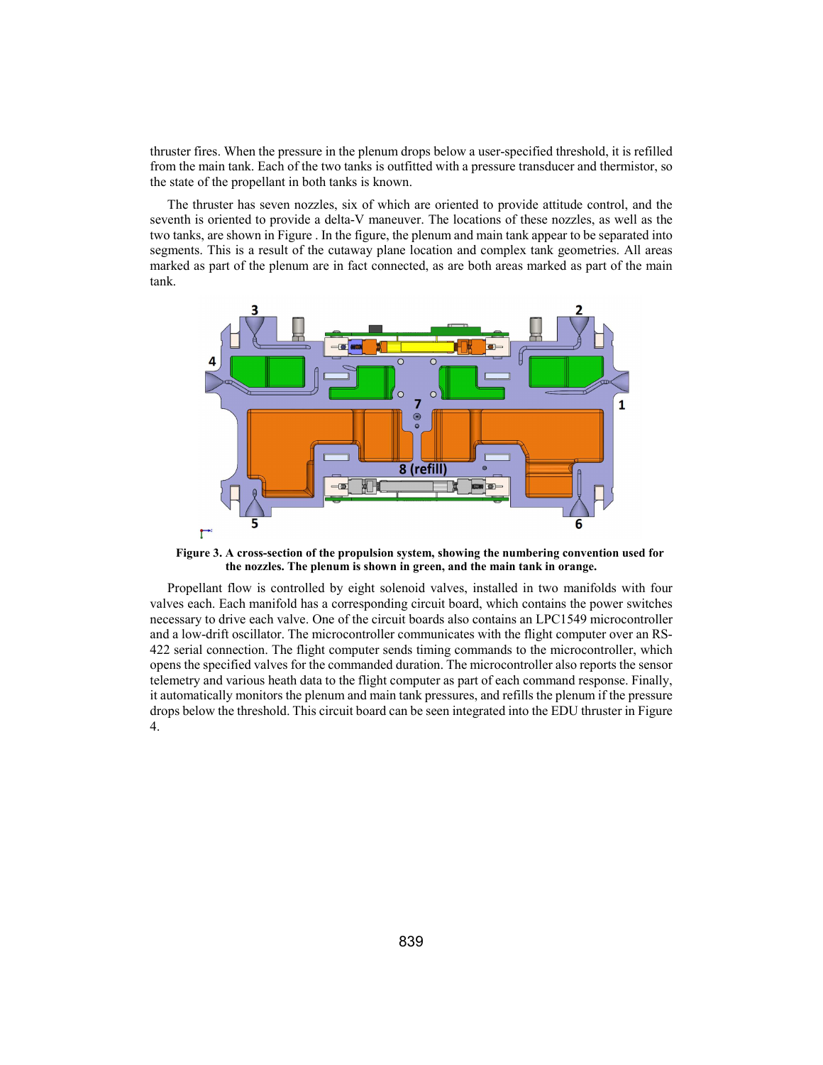thruster fires. When the pressure in the plenum drops below a user-specified threshold, it is refilled from the main tank. Each of the two tanks is outfitted with a pressure transducer and thermistor, so the state of the propellant in both tanks is known.

The thruster has seven nozzles, six of which are oriented to provide attitude control, and the seventh is oriented to provide a delta-V maneuver. The locations of these nozzles, as well as the two tanks, are shown in Figure . In the figure, the plenum and main tank appear to be separated into segments. This is a result of the cutaway plane location and complex tank geometries. All areas marked as part of the plenum are in fact connected, as are both areas marked as part of the main tank.

**Figure 3. A cross-section of the propulsion system, showing the numbering convention used for the nozzles. The plenum is shown in green, and the main tank in orange.**

Propellant flow is controlled by eight solenoid valves, installed in two manifolds with four valves each. Each manifold has a corresponding circuit board, which contains the power switches necessary to drive each valve. One of the circuit boards also contains an LPC1549 microcontroller and a low-drift oscillator. The microcontroller communicates with the flight computer over an RS-422 serial connection. The flight computer sends timing commands to the microcontroller, which opens the specified valves for the commanded duration. The microcontroller also reports the sensor telemetry and various heath data to the flight computer as part of each command response. Finally, it automatically monitors the plenum and main tank pressures, and refills the plenum if the pressure drops below the threshold. This circuit board can be seen integrated into the EDU thruster in Figure 4.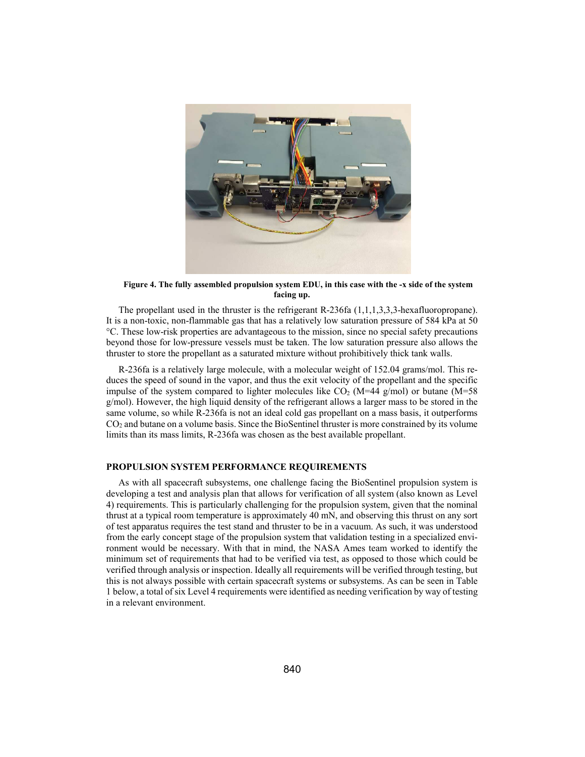**Figure 4. The fully assembled propulsion system EDU, in this case with the -x side of the system facing up.**

The propellant used in the thruster is the refrigerant R-236fa (1,1,1,3,3,3-hexafluoropropane). It is a non-toxic, non-flammable gas that has a relatively low saturation pressure of 584 kPa at 50 °C. These low-risk properties are advantageous to the mission, since no special safety precautions beyond those for low-pressure vessels must be taken. The low saturation pressure also allows the thruster to store the propellant as a saturated mixture without prohibitively thick tank walls.

R-236fa is a relatively large molecule, with a molecular weight of 152.04 grams/mol. This reduces the speed of sound in the vapor, and thus the exit velocity of the propellant and the specific impulse of the system compared to lighter molecules like $CO_2$ (M=44 g/mol) or butane (M=58 g/mol). However, the high liquid density of the refrigerant allows a larger mass to be stored in the same volume, so while R-236fa is not an ideal cold gas propellant on a mass basis, it outperforms $CO_2$ and butane on a volume basis. Since the BioSentinel thruster is more constrained by its volume limits than its mass limits, R-236fa was chosen as the best available propellant.

## PROPULSION SYSTEM PERFORMANCE REQUIREMENTS

As with all spacecraft subsystems, one challenge facing the BioSentinel propulsion system is developing a test and analysis plan that allows for verification of all system (also known as Level 4) requirements. This is particularly challenging for the propulsion system, given that the nominal thrust at a typical room temperature is approximately 40 mN, and observing this thrust on any sort of test apparatus requires the test stand and thruster to be in a vacuum. As such, it was understood from the early concept stage of the propulsion system that validation testing in a specialized environment would be necessary. With that in mind, the NASA Ames team worked to identify the minimum set of requirements that had to be verified via test, as opposed to those which could be verified through analysis or inspection. Ideally all requirements will be verified through testing, but this is not always possible with certain spacecraft systems or subsystems. As can be seen in Table 1 below, a total of six Level 4 requirements were identified as needing verification by way of testing in a relevant environment.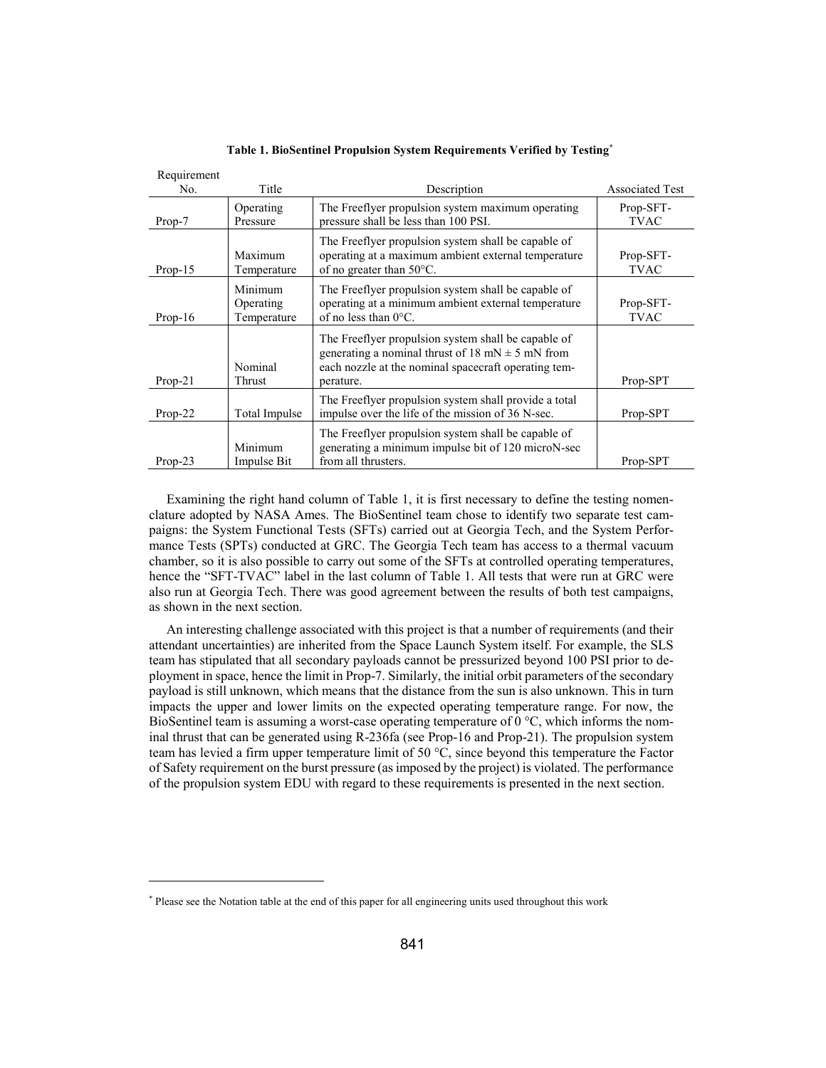**Table 1. BioSentinel Propulsion System Requirements Verified by Testing[*]**

| Requirement No. | Title | Description | Associated Test |
|---|---|---|---|
| Prop-7 | Operating Pressure | The Freeflyer propulsion system maximum operating pressure shall be less than 100 PSI. | Prop-SFT-TVAC |
| Prop-15 | Maximum Temperature | The Freeflyer propulsion system shall be capable of operating at a maximum ambient external temperature of no greater than 50°C. | Prop-SFT-TVAC |
| Prop-16 | Minimum Operating Temperature | The Freeflyer propulsion system shall be capable of operating at a minimum ambient external temperature of no less than 0°C. | Prop-SFT-TVAC |
| Prop-21 | Nominal Thrust | The Freeflyer propulsion system shall be capable of generating a nominal thrust of 18 mN ± 5 mN from each nozzle at the nominal spacecraft operating temperature. | Prop-SPT |
| Prop-22 | Total Impulse | The Freeflyer propulsion system shall provide a total impulse over the life of the mission of 36 N-sec. | Prop-SPT |
| Prop-23 | Minimum Impulse Bit | The Freeflyer propulsion system shall be capable of generating a minimum impulse bit of 120 microN-sec from all thrusters. | Prop-SPT |

Examining the right hand column of Table 1, it is first necessary to define the testing nomenclature adopted by NASA Ames. The BioSentinel team chose to identify two separate test campaigns: the System Functional Tests (SFTs) carried out at Georgia Tech, and the System Performance Tests (SPTs) conducted at GRC. The Georgia Tech team has access to a thermal vacuum chamber, so it is also possible to carry out some of the SFTs at controlled operating temperatures, hence the "SFT-TVAC" label in the last column of Table 1. All tests that were run at GRC were also run at Georgia Tech. There was good agreement between the results of both test campaigns, as shown in the next section.

An interesting challenge associated with this project is that a number of requirements (and their attendant uncertainties) are inherited from the Space Launch System itself. For example, the SLS team has stipulated that all secondary payloads cannot be pressurized beyond 100 PSI prior to deployment in space, hence the limit in Prop-7. Similarly, the initial orbit parameters of the secondary payload is still unknown, which means that the distance from the sun is also unknown. This in turn impacts the upper and lower limits on the expected operating temperature range. For now, the BioSentinel team is assuming a worst-case operating temperature of 0 °C, which informs the nominal thrust that can be generated using R-236fa (see Prop-16 and Prop-21). The propulsion system team has levied a firm upper temperature limit of 50 °C, since beyond this temperature the Factor of Safety requirement on the burst pressure (as imposed by the project) is violated. The performance of the propulsion system EDU with regard to these requirements is presented in the next section.

[*] Please see the Notation table at the end of this paper for all engineering units used throughout this work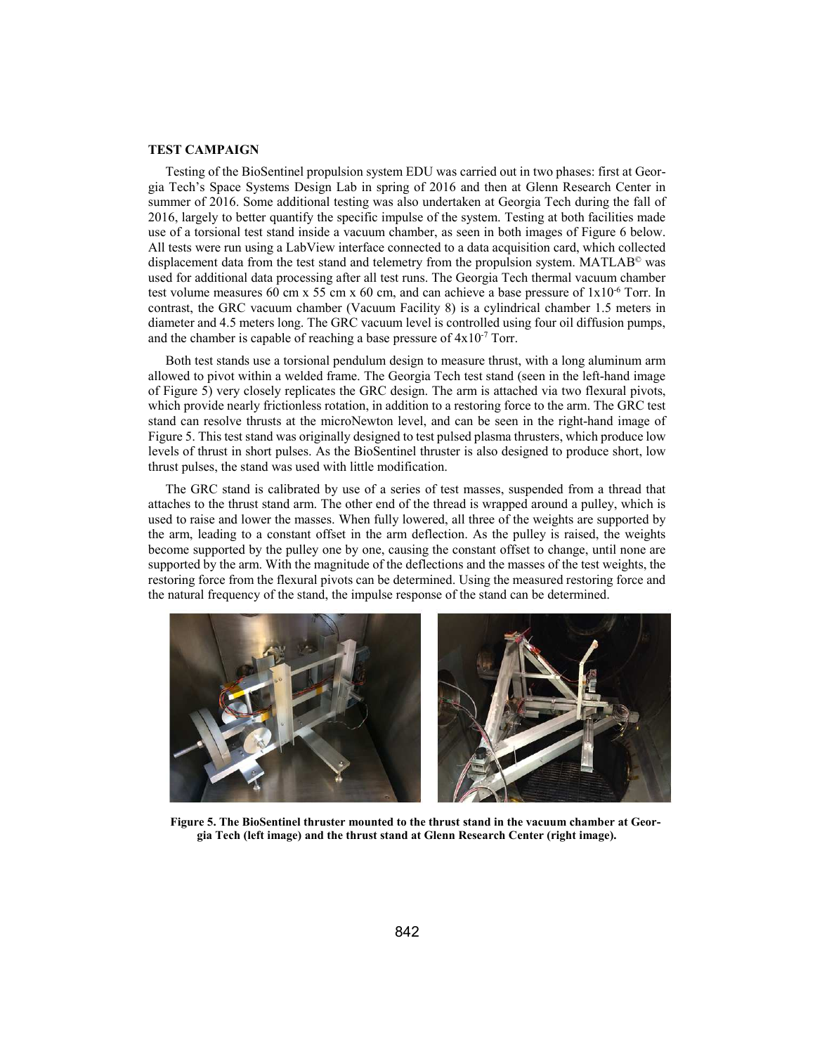**TEST CAMPAIGN**

Testing of the BioSentinel propulsion system EDU was carried out in two phases: first at Georgia Tech's Space Systems Design Lab in spring of 2016 and then at Glenn Research Center in summer of 2016. Some additional testing was also undertaken at Georgia Tech during the fall of 2016, largely to better quantify the specific impulse of the system. Testing at both facilities made use of a torsional test stand inside a vacuum chamber, as seen in both images of Figure 6 below. All tests were run using a LabView interface connected to a data acquisition card, which collected displacement data from the test stand and telemetry from the propulsion system. MATLAB© was used for additional data processing after all test runs. The Georgia Tech thermal vacuum chamber test volume measures 60 cm x 55 cm x 60 cm, and can achieve a base pressure of $1 \times 10^{-6}$ Torr. In contrast, the GRC vacuum chamber (Vacuum Facility 8) is a cylindrical chamber 1.5 meters in diameter and 4.5 meters long. The GRC vacuum level is controlled using four oil diffusion pumps, and the chamber is capable of reaching a base pressure of $4 \times 10^{-7}$ Torr.

Both test stands use a torsional pendulum design to measure thrust, with a long aluminum arm allowed to pivot within a welded frame. The Georgia Tech test stand (seen in the left-hand image of Figure 5) very closely replicates the GRC design. The arm is attached via two flexural pivots, which provide nearly frictionless rotation, in addition to a restoring force to the arm. The GRC test stand can resolve thrusts at the microNewton level, and can be seen in the right-hand image of Figure 5. This test stand was originally designed to test pulsed plasma thrusters, which produce low levels of thrust in short pulses. As the BioSentinel thruster is also designed to produce short, low thrust pulses, the stand was used with little modification.

The GRC stand is calibrated by use of a series of test masses, suspended from a thread that attaches to the thrust stand arm. The other end of the thread is wrapped around a pulley, which is used to raise and lower the masses. When fully lowered, all three of the weights are supported by the arm, leading to a constant offset in the arm deflection. As the pulley is raised, the weights become supported by the pulley one by one, causing the constant offset to change, until none are supported by the arm. With the magnitude of the deflections and the masses of the test weights, the restoring force from the flexural pivots can be determined. Using the measured restoring force and the natural frequency of the stand, the impulse response of the stand can be determined.

**Figure 5. The BioSentinel thruster mounted to the thrust stand in the vacuum chamber at Georgia Tech (left image) and the thrust stand at Glenn Research Center (right image).**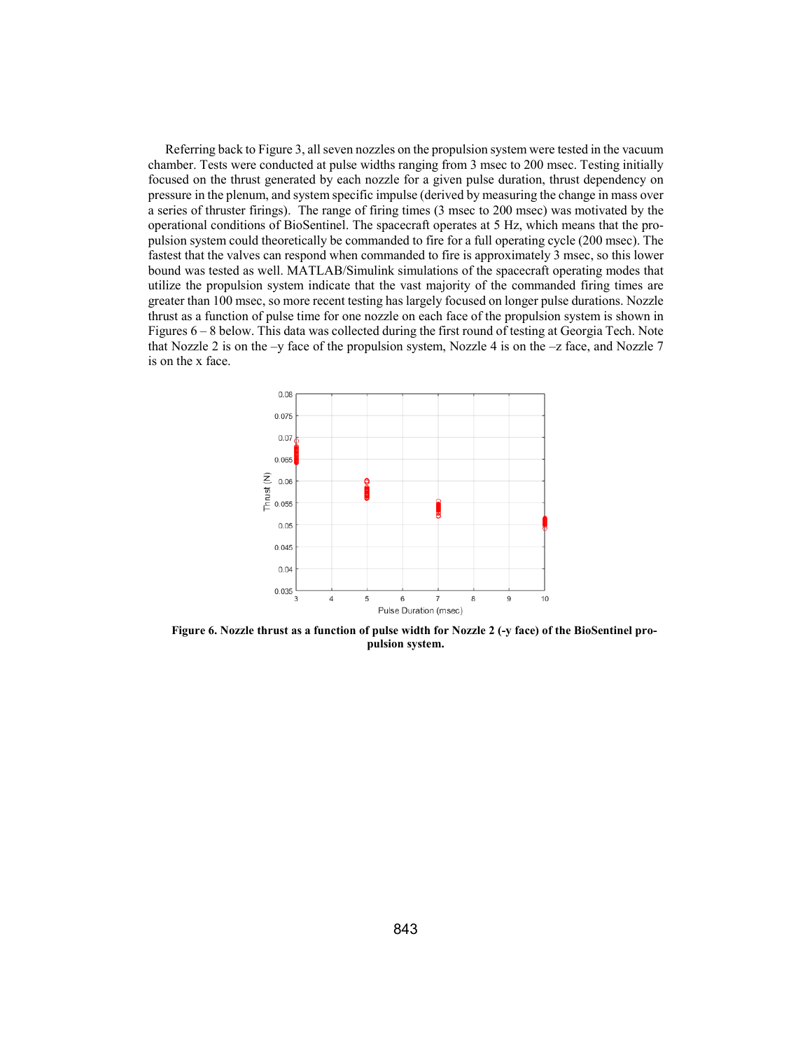Referring back to Figure 3, all seven nozzles on the propulsion system were tested in the vacuum chamber. Tests were conducted at pulse widths ranging from 3 msec to 200 msec. Testing initially focused on the thrust generated by each nozzle for a given pulse duration, thrust dependency on pressure in the plenum, and system specific impulse (derived by measuring the change in mass over a series of thruster firings). The range of firing times (3 msec to 200 msec) was motivated by the operational conditions of BioSentinel. The spacecraft operates at 5 Hz, which means that the propulsion system could theoretically be commanded to fire for a full operating cycle (200 msec). The fastest that the valves can respond when commanded to fire is approximately 3 msec, so this lower bound was tested as well. MATLAB/Simulink simulations of the spacecraft operating modes that utilize the propulsion system indicate that the vast majority of the commanded firing times are greater than 100 msec, so more recent testing has largely focused on longer pulse durations. Nozzle thrust as a function of pulse time for one nozzle on each face of the propulsion system is shown in Figures 6 – 8 below. This data was collected during the first round of testing at Georgia Tech. Note that Nozzle 2 is on the –y face of the propulsion system, Nozzle 4 is on the –z face, and Nozzle 7 is on the x face.

**Figure 6. Nozzle thrust as a function of pulse width for Nozzle 2 (-y face) of the BioSentinel propulsion system.**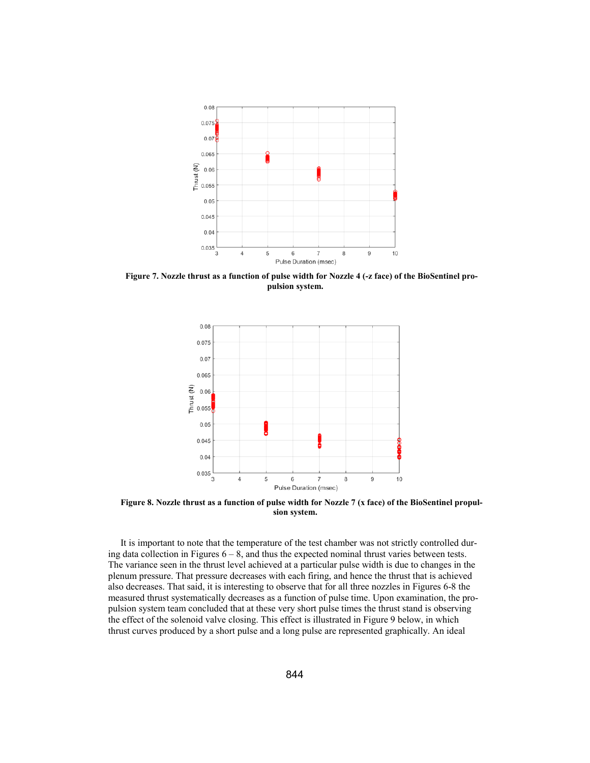**Figure 7. Nozzle thrust as a function of pulse width for Nozzle 4 (-z face) of the BioSentinel propulsion system.**

**Figure 8. Nozzle thrust as a function of pulse width for Nozzle 7 (x face) of the BioSentinel propulsion system.**

It is important to note that the temperature of the test chamber was not strictly controlled during data collection in Figures 6 – 8, and thus the expected nominal thrust varies between tests. The variance seen in the thrust level achieved at a particular pulse width is due to changes in the plenum pressure. That pressure decreases with each firing, and hence the thrust that is achieved also decreases. That said, it is interesting to observe that for all three nozzles in Figures 6-8 the measured thrust systematically decreases as a function of pulse time. Upon examination, the propulsion system team concluded that at these very short pulse times the thrust stand is observing the effect of the solenoid valve closing. This effect is illustrated in Figure 9 below, in which thrust curves produced by a short pulse and a long pulse are represented graphically. An ideal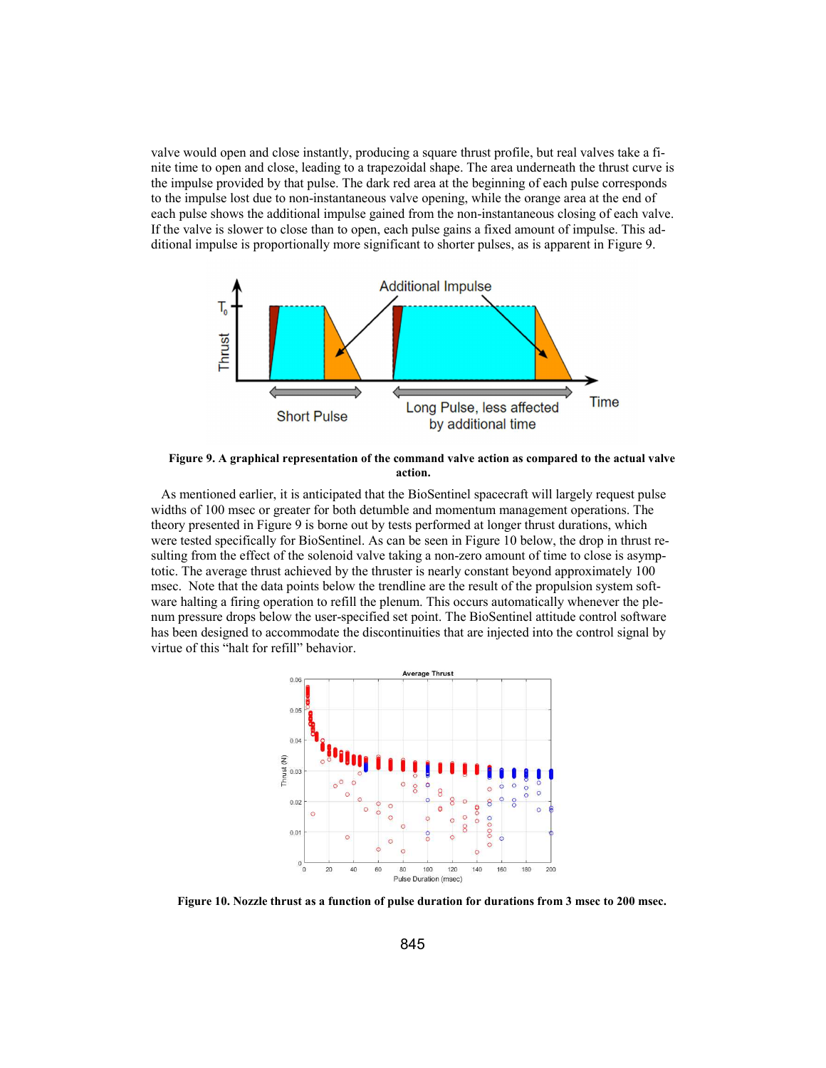valve would open and close instantly, producing a square thrust profile, but real valves take a finite time to open and close, leading to a trapezoidal shape. The area underneath the thrust curve is the impulse provided by that pulse. The dark red area at the beginning of each pulse corresponds to the impulse lost due to non-instantaneous valve opening, while the orange area at the end of each pulse shows the additional impulse gained from the non-instantaneous closing of each valve. If the valve is slower to close than to open, each pulse gains a fixed amount of impulse. This additional impulse is proportionally more significant to shorter pulses, as is apparent in Figure 9.

**Figure 9. A graphical representation of the command valve action as compared to the actual valve action.**

As mentioned earlier, it is anticipated that the BioSentinel spacecraft will largely request pulse widths of 100 msec or greater for both detumble and momentum management operations. The theory presented in Figure 9 is borne out by tests performed at longer thrust durations, which were tested specifically for BioSentinel. As can be seen in Figure 10 below, the drop in thrust resulting from the effect of the solenoid valve taking a non-zero amount of time to close is asymptotic. The average thrust achieved by the thruster is nearly constant beyond approximately 100 msec. Note that the data points below the trendline are the result of the propulsion system software halting a firing operation to refill the plenum. This occurs automatically whenever the plenum pressure drops below the user-specified set point. The BioSentinel attitude control software has been designed to accommodate the discontinuities that are injected into the control signal by virtue of this "halt for refill" behavior.

**Figure 10. Nozzle thrust as a function of pulse duration for durations from 3 msec to 200 msec.**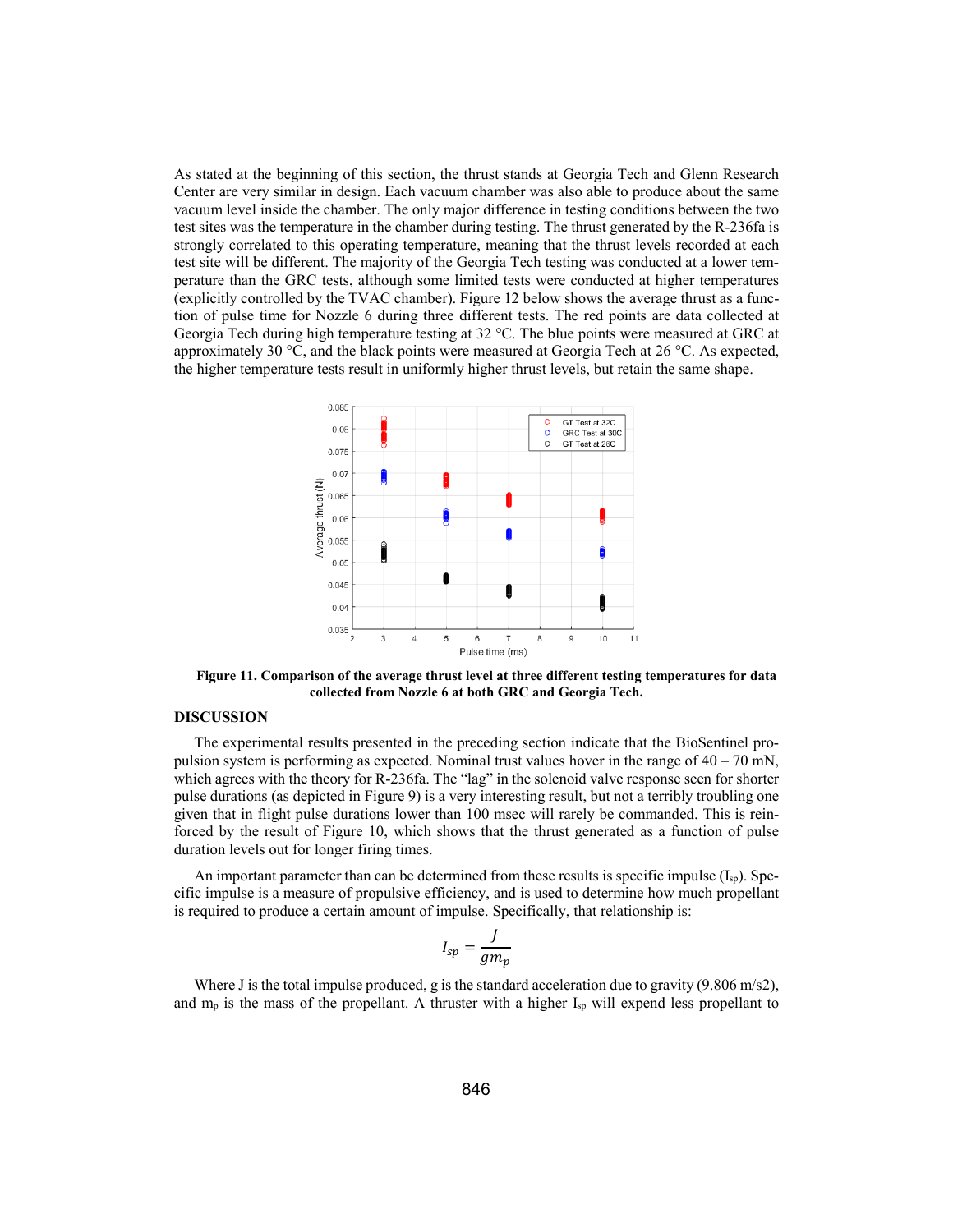As stated at the beginning of this section, the thrust stands at Georgia Tech and Glenn Research Center are very similar in design. Each vacuum chamber was also able to produce about the same vacuum level inside the chamber. The only major difference in testing conditions between the two test sites was the temperature in the chamber during testing. The thrust generated by the R-236fa is strongly correlated to this operating temperature, meaning that the thrust levels recorded at each test site will be different. The majority of the Georgia Tech testing was conducted at a lower temperature than the GRC tests, although some limited tests were conducted at higher temperatures (explicitly controlled by the TVAC chamber). Figure 12 below shows the average thrust as a function of pulse time for Nozzle 6 during three different tests. The red points are data collected at Georgia Tech during high temperature testing at 32 °C. The blue points were measured at GRC at approximately 30 °C, and the black points were measured at Georgia Tech at 26 °C. As expected, the higher temperature tests result in uniformly higher thrust levels, but retain the same shape.

**Figure 11. Comparison of the average thrust level at three different testing temperatures for data collected from Nozzle 6 at both GRC and Georgia Tech.**

## DISCUSSION

The experimental results presented in the preceding section indicate that the BioSentinel propulsion system is performing as expected. Nominal trust values hover in the range of 40 – 70 mN, which agrees with the theory for R-236fa. The "lag" in the solenoid valve response seen for shorter pulse durations (as depicted in Figure 9) is a very interesting result, but not a terribly troubling one given that in flight pulse durations lower than 100 msec will rarely be commanded. This is reinforced by the result of Figure 10, which shows that the thrust generated as a function of pulse duration levels out for longer firing times.

An important parameter than can be determined from these results is specific impulse ($I_{sp}$). Specific impulse is a measure of propulsive efficiency, and is used to determine how much propellant is required to produce a certain amount of impulse. Specifically, that relationship is:

$$I_{sp} = \frac{J}{g m_p}$$

Where J is the total impulse produced, g is the standard acceleration due to gravity (9.806 m/s2), and $m_p$ is the mass of the propellant. A thruster with a higher $I_{sp}$ will expend less propellant to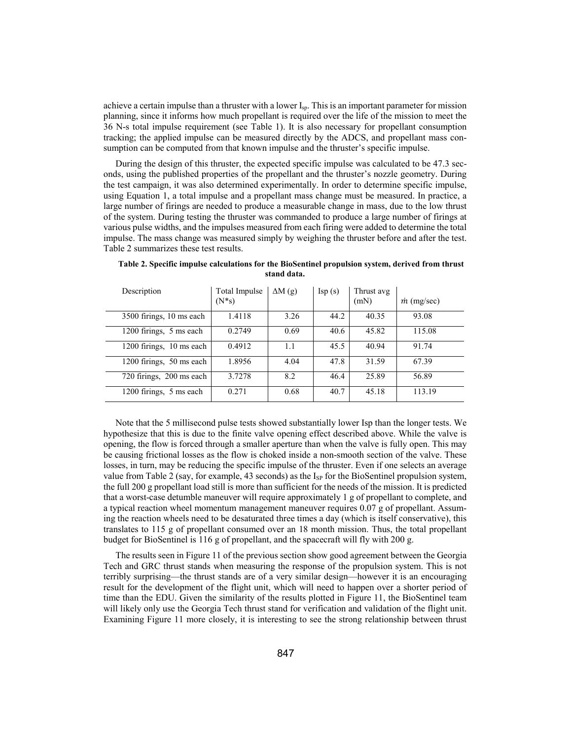achieve a certain impulse than a thruster with a lower $I_{sp}$. This is an important parameter for mission planning, since it informs how much propellant is required over the life of the mission to meet the 36 N-s total impulse requirement (see Table 1). It is also necessary for propellant consumption tracking; the applied impulse can be measured directly by the ADCS, and propellant mass consumption can be computed from that known impulse and the thruster's specific impulse.

During the design of this thruster, the expected specific impulse was calculated to be 47.3 seconds, using the published properties of the propellant and the thruster's nozzle geometry. During the test campaign, it was also determined experimentally. In order to determine specific impulse, using Equation 1, a total impulse and a propellant mass change must be measured. In practice, a large number of firings are needed to produce a measurable change in mass, due to the low thrust of the system. During testing the thruster was commanded to produce a large number of firings at various pulse widths, and the impulses measured from each firing were added to determine the total impulse. The mass change was measured simply by weighing the thruster before and after the test. Table 2 summarizes these test results.

**Table 2. Specific impulse calculations for the BioSentinel propulsion system, derived from thrust stand data.**

| Description | Total Impulse (N*s) | $\Delta M$ (g) | Isp (s) | Thrust avg (mN) | $\dot{m}$ (mg/sec) |
|---|---|---|---|---|---|
| 3500 firings, 10 ms each | 1.4118 | 3.26 | 44.2 | 40.35 | 93.08 |
| 1200 firings, 5 ms each | 0.2749 | 0.69 | 40.6 | 45.82 | 115.08 |
| 1200 firings, 10 ms each | 0.4912 | 1.1 | 45.5 | 40.94 | 91.74 |
| 1200 firings, 50 ms each | 1.8956 | 4.04 | 47.8 | 31.59 | 67.39 |
| 720 firings, 200 ms each | 3.7278 | 8.2 | 46.4 | 25.89 | 56.89 |
| 1200 firings, 5 ms each | 0.271 | 0.68 | 40.7 | 45.18 | 113.19 |

Note that the 5 millisecond pulse tests showed substantially lower Isp than the longer tests. We hypothesize that this is due to the finite valve opening effect described above. While the valve is opening, the flow is forced through a smaller aperture than when the valve is fully open. This may be causing frictional losses as the flow is choked inside a non-smooth section of the valve. These losses, in turn, may be reducing the specific impulse of the thruster. Even if one selects an average value from Table 2 (say, for example, 43 seconds) as the $I_{SP}$ for the BioSentinel propulsion system, the full 200 g propellant load still is more than sufficient for the needs of the mission. It is predicted that a worst-case detumble maneuver will require approximately 1 g of propellant to complete, and a typical reaction wheel momentum management maneuver requires 0.07 g of propellant. Assuming the reaction wheels need to be desaturated three times a day (which is itself conservative), this translates to 115 g of propellant consumed over an 18 month mission. Thus, the total propellant budget for BioSentinel is 116 g of propellant, and the spacecraft will fly with 200 g.

The results seen in Figure 11 of the previous section show good agreement between the Georgia Tech and GRC thrust stands when measuring the response of the propulsion system. This is not terribly surprising—the thrust stands are of a very similar design—however it is an encouraging result for the development of the flight unit, which will need to happen over a shorter period of time than the EDU. Given the similarity of the results plotted in Figure 11, the BioSentinel team will likely only use the Georgia Tech thrust stand for verification and validation of the flight unit. Examining Figure 11 more closely, it is interesting to see the strong relationship between thrust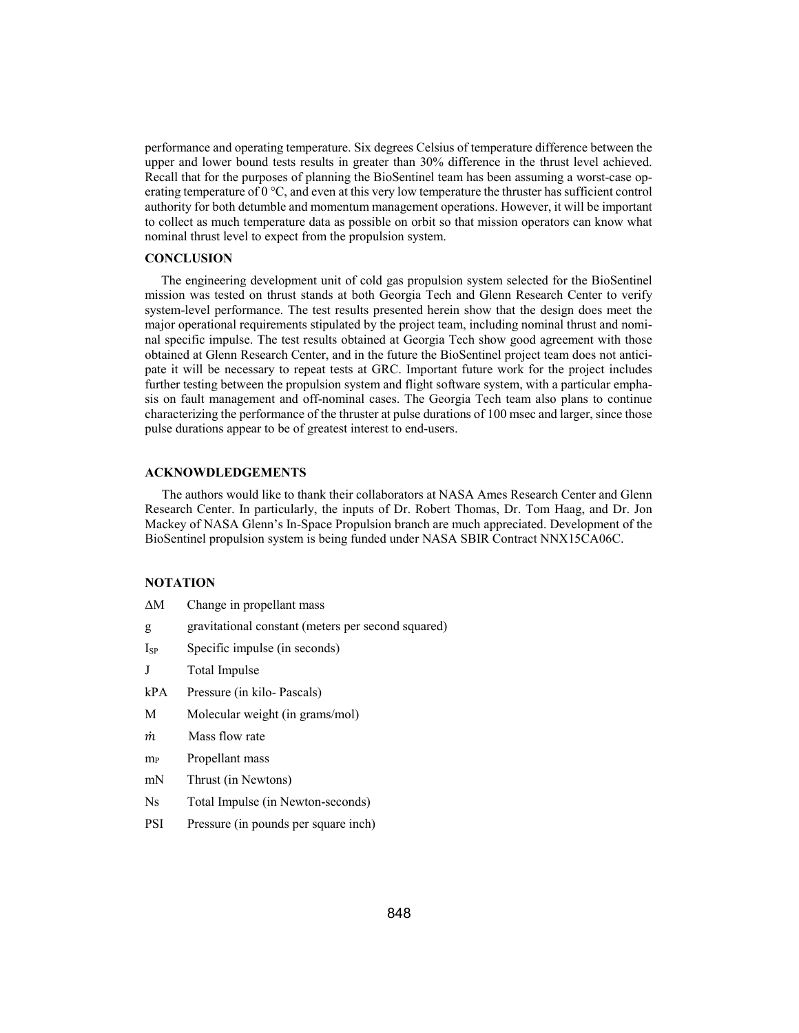performance and operating temperature. Six degrees Celsius of temperature difference between the upper and lower bound tests results in greater than 30% difference in the thrust level achieved. Recall that for the purposes of planning the BioSentinel team has been assuming a worst-case operating temperature of 0 °C, and even at this very low temperature the thruster has sufficient control authority for both detumble and momentum management operations. However, it will be important to collect as much temperature data as possible on orbit so that mission operators can know what nominal thrust level to expect from the propulsion system.

## CONCLUSION

The engineering development unit of cold gas propulsion system selected for the BioSentinel mission was tested on thrust stands at both Georgia Tech and Glenn Research Center to verify system-level performance. The test results presented herein show that the design does meet the major operational requirements stipulated by the project team, including nominal thrust and nominal specific impulse. The test results obtained at Georgia Tech show good agreement with those obtained at Glenn Research Center, and in the future the BioSentinel project team does not anticipate it will be necessary to repeat tests at GRC. Important future work for the project includes further testing between the propulsion system and flight software system, with a particular emphasis on fault management and off-nominal cases. The Georgia Tech team also plans to continue characterizing the performance of the thruster at pulse durations of 100 msec and larger, since those pulse durations appear to be of greatest interest to end-users.

## ACKNOWDLEDGEMENTS

The authors would like to thank their collaborators at NASA Ames Research Center and Glenn Research Center. In particularly, the inputs of Dr. Robert Thomas, Dr. Tom Haag, and Dr. Jon Mackey of NASA Glenn's In-Space Propulsion branch are much appreciated. Development of the BioSentinel propulsion system is being funded under NASA SBIR Contract NNX15CA06C.

## NOTATION

| | |
|---|---|
| $\Delta M$ | Change in propellant mass |
| g | gravitational constant (meters per second squared) |
| $I_{SP}$ | Specific impulse (in seconds) |
| J | Total Impulse |
| kPA | Pressure (in kilo- Pascals) |
| M | Molecular weight (in grams/mol) |
| $\dot{m}$ | Mass flow rate |
| $m_P$ | Propellant mass |
| mN | Thrust (in Newtons) |
| Ns | Total Impulse (in Newton-seconds) |
| PSI | Pressure (in pounds per square inch) |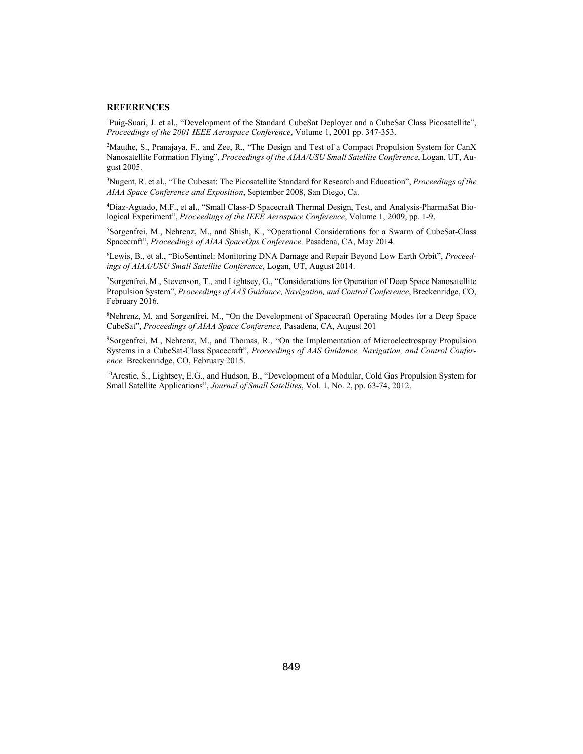**REFERENCES**

[1]Puig-Suari, J. et al., "Development of the Standard CubeSat Deployer and a CubeSat Class Picosatellite", *Proceedings of the 2001 IEEE Aerospace Conference*, Volume 1, 2001 pp. 347-353.

[2]Mauthe, S., Pranajaya, F., and Zee, R., "The Design and Test of a Compact Propulsion System for CanX Nanosatellite Formation Flying", *Proceedings of the AIAA/USU Small Satellite Conference*, Logan, UT, August 2005.

[3]Nugent, R. et al., "The Cubesat: The Picosatellite Standard for Research and Education", *Proceedings of the AIAA Space Conference and Exposition*, September 2008, San Diego, Ca.

[4]Diaz-Aguado, M.F., et al., "Small Class-D Spacecraft Thermal Design, Test, and Analysis-PharmaSat Biological Experiment", *Proceedings of the IEEE Aerospace Conference*, Volume 1, 2009, pp. 1-9.

[5]Sorgenfrei, M., Nehrenz, M., and Shish, K., "Operational Considerations for a Swarm of CubeSat-Class Spacecraft", *Proceedings of AIAA SpaceOps Conference,* Pasadena, CA, May 2014.

[6]Lewis, B., et al., "BioSentinel: Monitoring DNA Damage and Repair Beyond Low Earth Orbit", *Proceedings of AIAA/USU Small Satellite Conference*, Logan, UT, August 2014.

[7]Sorgenfrei, M., Stevenson, T., and Lightsey, G., "Considerations for Operation of Deep Space Nanosatellite Propulsion System", *Proceedings of AAS Guidance, Navigation, and Control Conference*, Breckenridge, CO, February 2016.

[8]Nehrenz, M. and Sorgenfrei, M., "On the Development of Spacecraft Operating Modes for a Deep Space CubeSat", *Proceedings of AIAA Space Conference,* Pasadena, CA, August 201

[9]Sorgenfrei, M., Nehrenz, M., and Thomas, R., "On the Implementation of Microelectrospray Propulsion Systems in a CubeSat-Class Spacecraft", *Proceedings of AAS Guidance, Navigation, and Control Conference,* Breckenridge, CO, February 2015.

[10]Arestie, S., Lightsey, E.G., and Hudson, B., "Development of a Modular, Cold Gas Propulsion System for Small Satellite Applications", *Journal of Small Satellites*, Vol. 1, No. 2, pp. 63-74, 2012.